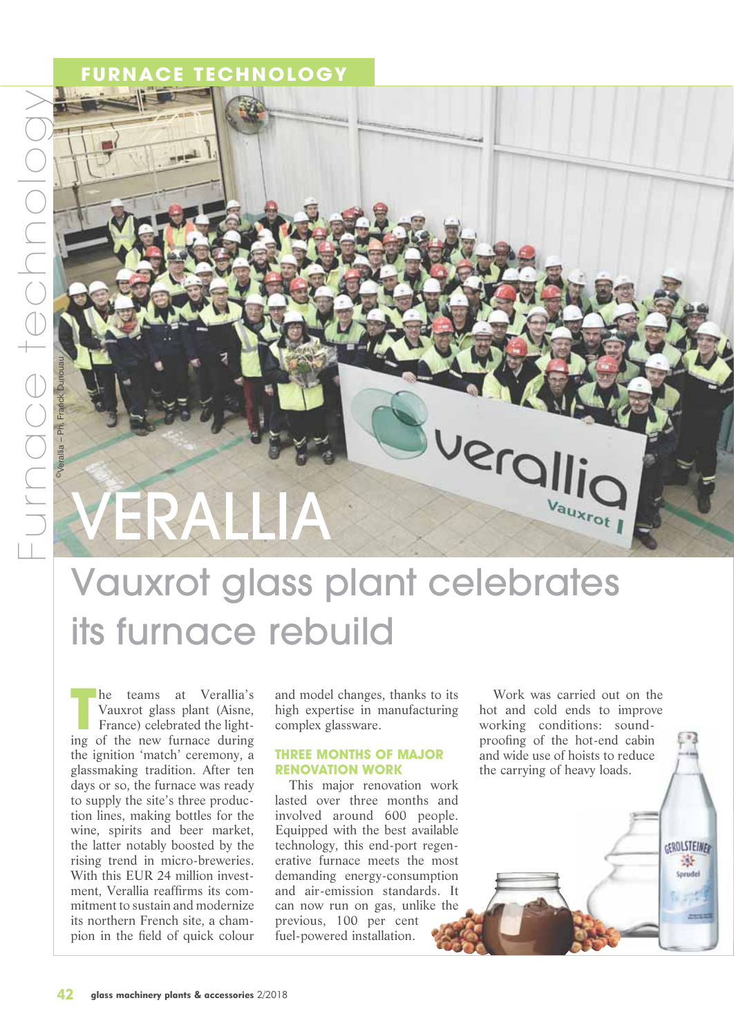# VERALLIA

## Vauxrot glass plant celebrates its furnace rebuild

The teams at Verallia's Vauxrot glass plant (Aisne, France) celebrated the lighting of the new furnace during the ignition 'match' ceremony, a glassmaking tradition. After ten days or so, the furnace was ready to supply the site's three production lines, making bottles for the wine, spirits and beer market, the latter notably boosted by the rising trend in micro-breweries. With this EUR 24 million investment, Verallia reaffirms its commitment to sustain and modernize its northern French site, a champion in the field of quick colour and model changes, thanks to its high expertise in manufacturing complex glassware.

### THREE MONTHS OF MAJOR RENOVATION WORK

This major renovation work lasted over three months and involved around 600 people. Equipped with the best available technology, this end-port regenerative furnace meets the most demanding energy-consumption and air-emission standards. It can now run on gas, unlike the previous, 100 per cent fuel-powered installation.

Work was carried out on the hot and cold ends to improve working conditions: soundproofing of the hot-end cabin and wide use of hoists to reduce the carrying of heavy loads.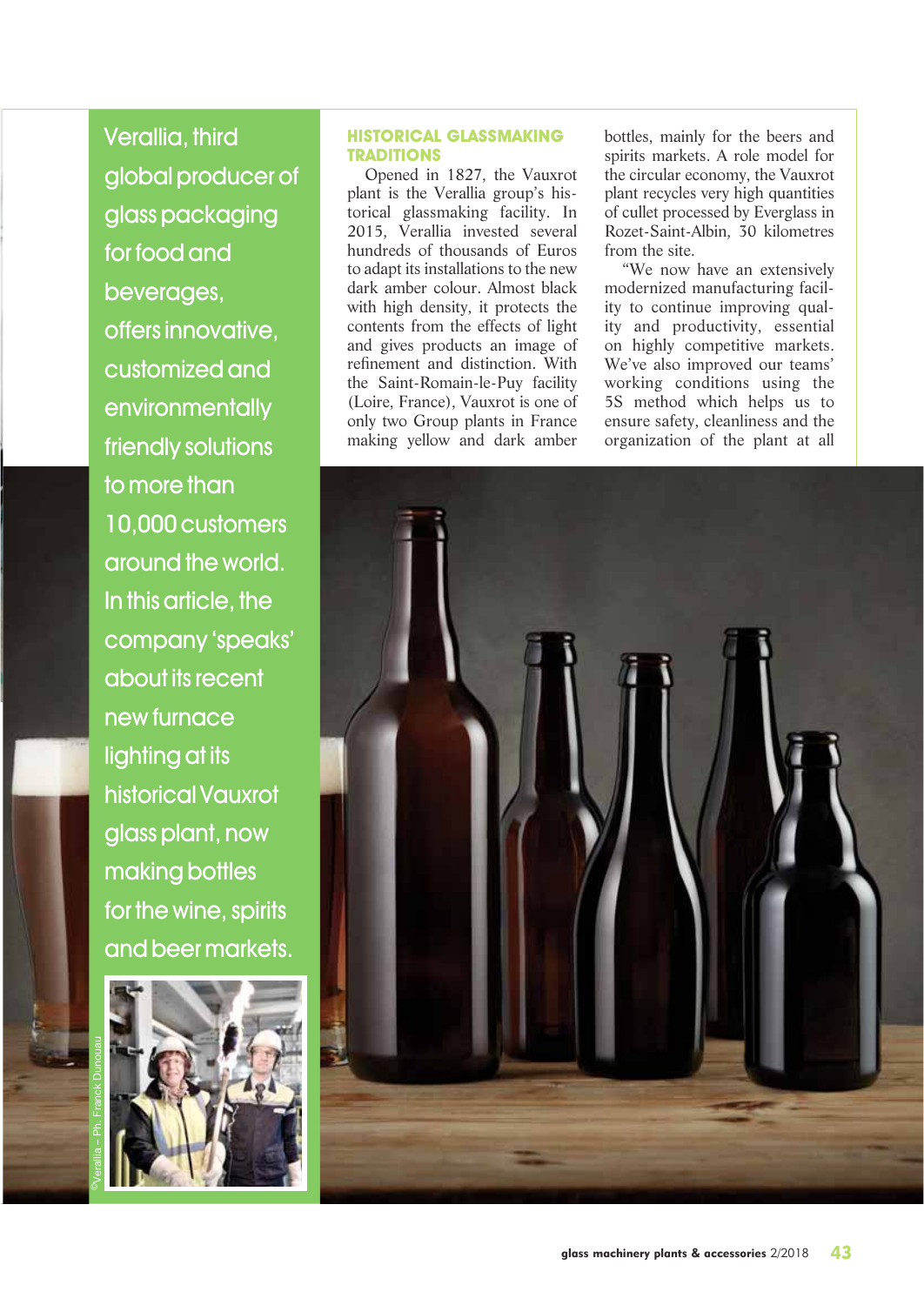Verallia, third global producer of glass packaging for food and beverages, offers innovative, customized and environmentally friendly solutions to more than 10,000 customers around the world. In this article, the company 'speaks' about its recent new furnace lighting at its historical Vauxrot glass plant, now making bottles for the wine, spirits and beer markets.

©Verallia – Ph. Franck Dunouau

## HISTORICAL GLASSMAKING TRADITIONS

Opened in 1827, the Vauxrot plant is the Verallia group's historical glassmaking facility. In 2015, Verallia invested several hundreds of thousands of Euros to adapt its installations to the new dark amber colour. Almost black with high density, it protects the contents from the effects of light and gives products an image of refinement and distinction. With the Saint-Romain-le-Puy facility (Loire, France), Vauxrot is one of only two Group plants in France making yellow and dark amber bottles, mainly for the beers and spirits markets. A role model for the circular economy, the Vauxrot plant recycles very high quantities of cullet processed by Everglass in Rozet-Saint-Albin, 30 kilometres from the site.

"We now have an extensively modernized manufacturing facility to continue improving quality and productivity, essential on highly competitive markets. We've also improved our teams' working conditions using the 5S method which helps us to ensure safety, cleanliness and the organization of the plant at all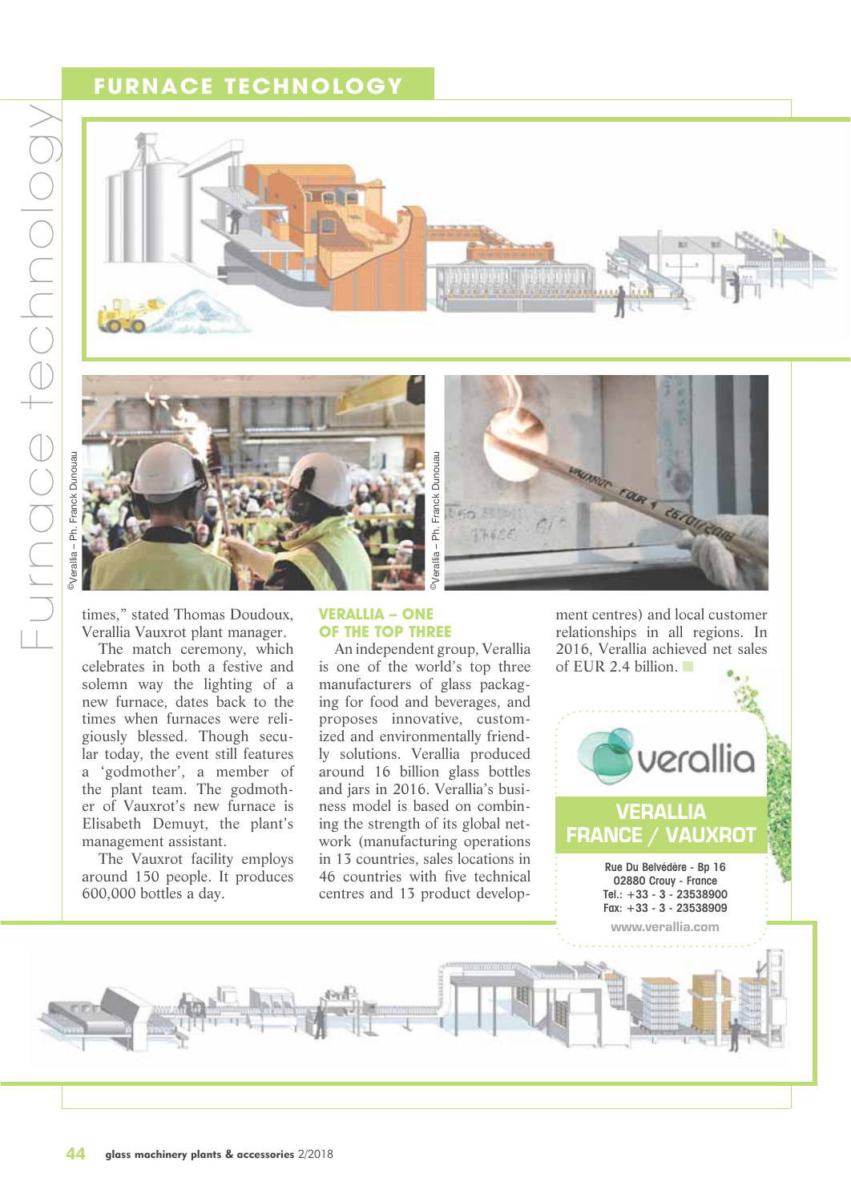times," stated Thomas Doudoux, Verallia Vauxrot plant manager.

The match ceremony, which celebrates in both a festive and solemn way the lighting of a new furnace, dates back to the times when furnaces were religiously blessed. Though secular today, the event still features a 'godmother', a member of the plant team. The godmother of Vauxrot's new furnace is Elisabeth Demuyt, the plant's management assistant.

The Vauxrot facility employs around 150 people. It produces 600,000 bottles a day.

## VERALLIA – ONE OF THE TOP THREE

An independent group, Verallia is one of the world's top three manufacturers of glass packaging for food and beverages, and proposes innovative, customized and environmentally friendly solutions. Verallia produced around 16 billion glass bottles and jars in 2016. Verallia's business model is based on combining the strength of its global network (manufacturing operations in 13 countries, sales locations in 46 countries with five technical centres and 13 product development centres) and local customer relationships in all regions. In 2016, Verallia achieved net sales of EUR 2.4 billion.

**VERALLIA FRANCE / VAUXROT**

Rue Du Belvédère - Bp 16
02880 Crouy - France
Tel.: +33 - 3 - 23538900
Fax: +33 - 3 - 23538909
www.verallia.com